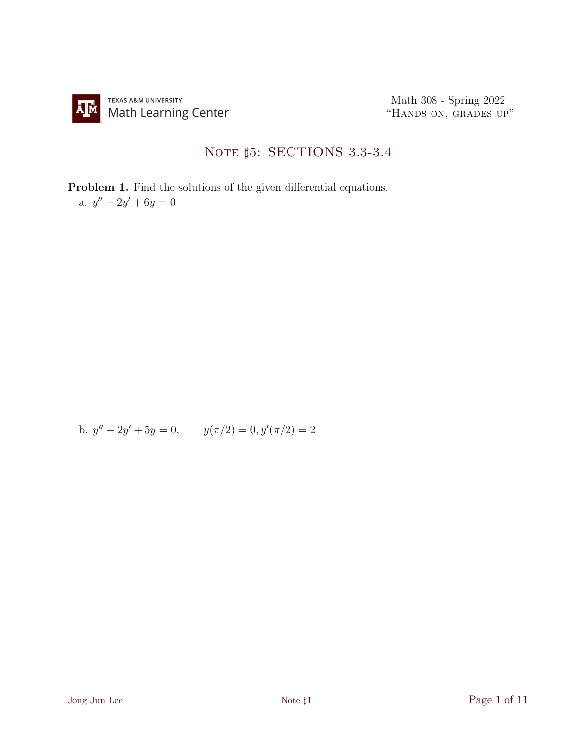# Note ♯5: SECTIONS 3.3-3.4

**Problem 1.** Find the solutions of the given differential equations.

a. $y'' - 2y' + 6y = 0$

b. $y'' - 2y' + 5y = 0, \qquad y(\pi/2) = 0, y'(\pi/2) = 2$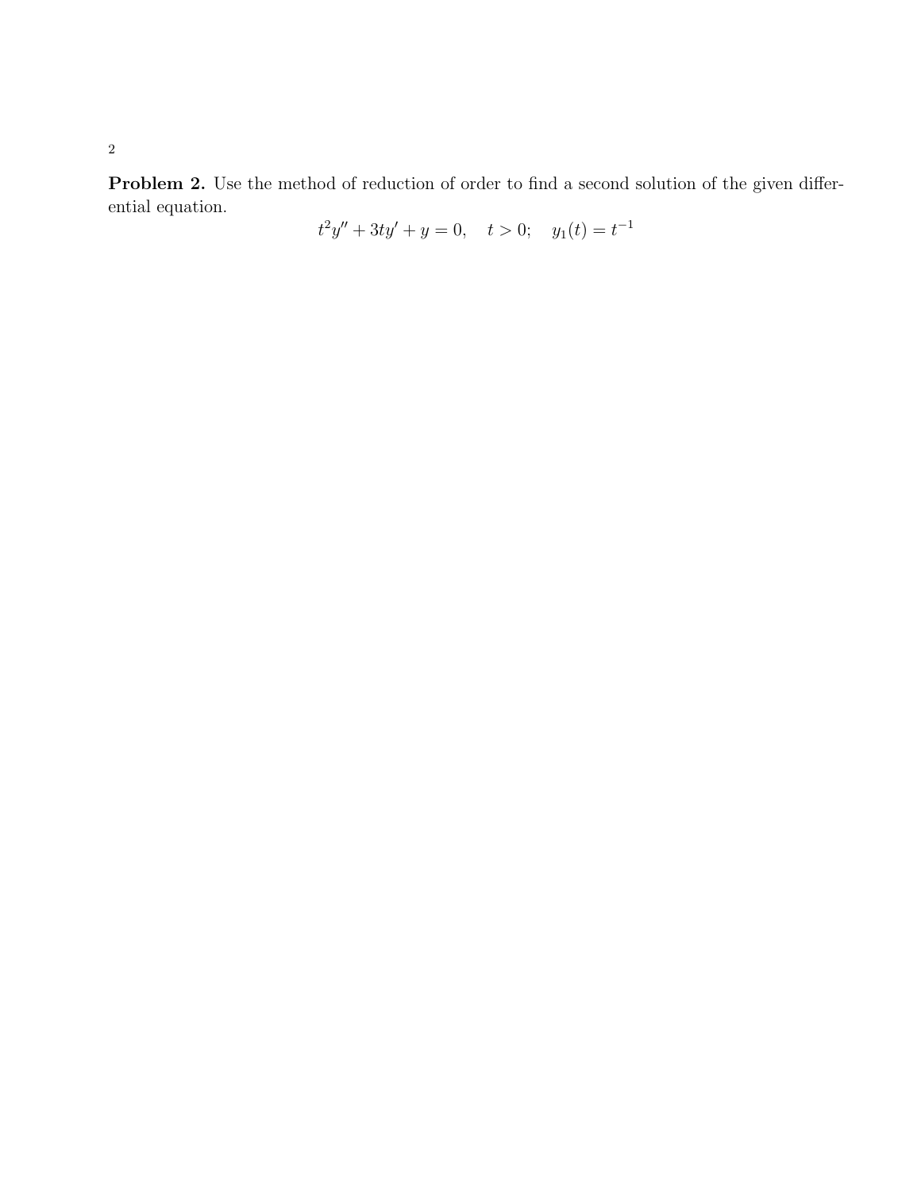**Problem 2.** Use the method of reduction of order to find a second solution of the given differential equation.

$$t^2y'' + 3ty' + y = 0, \quad t > 0; \quad y_1(t) = t^{-1}$$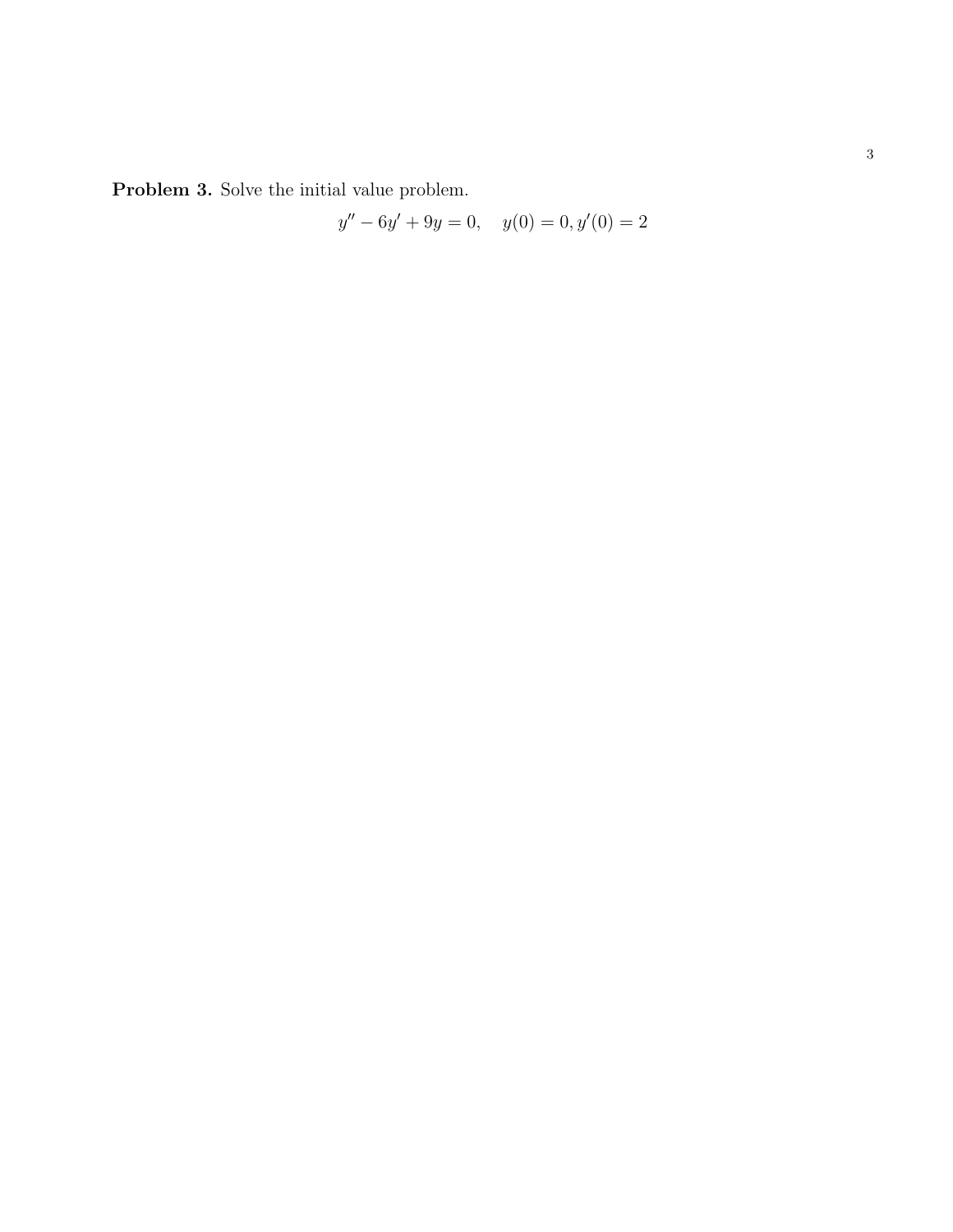**Problem 3.** Solve the initial value problem.

$$y'' - 6y' + 9y = 0, \quad y(0) = 0, y'(0) = 2$$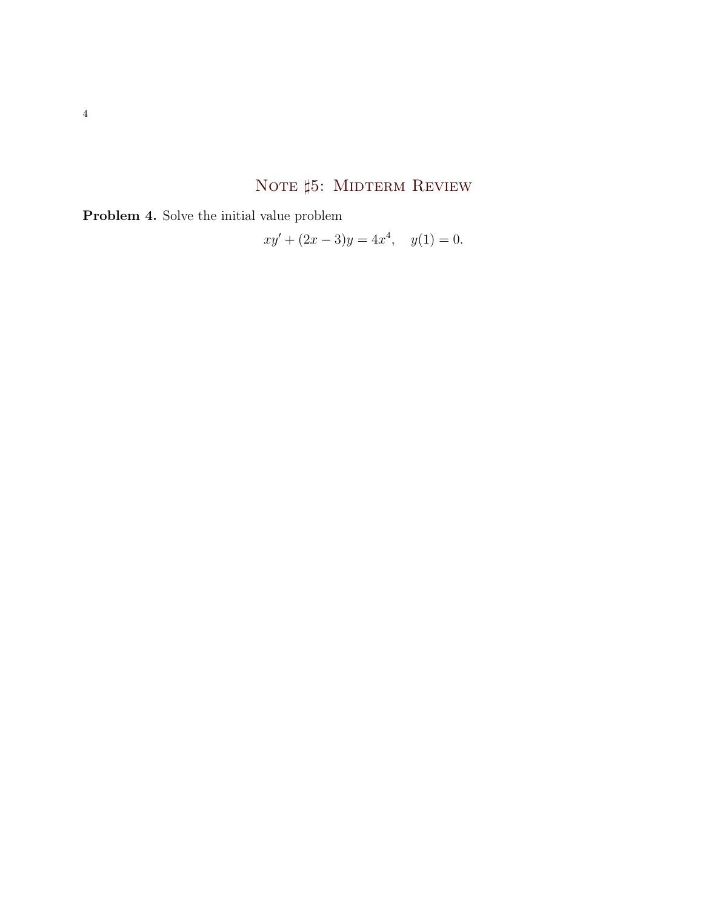# Note ♯5: Midterm Review

**Problem 4.** Solve the initial value problem

$$xy' + (2x - 3)y = 4x^4, \quad y(1) = 0.$$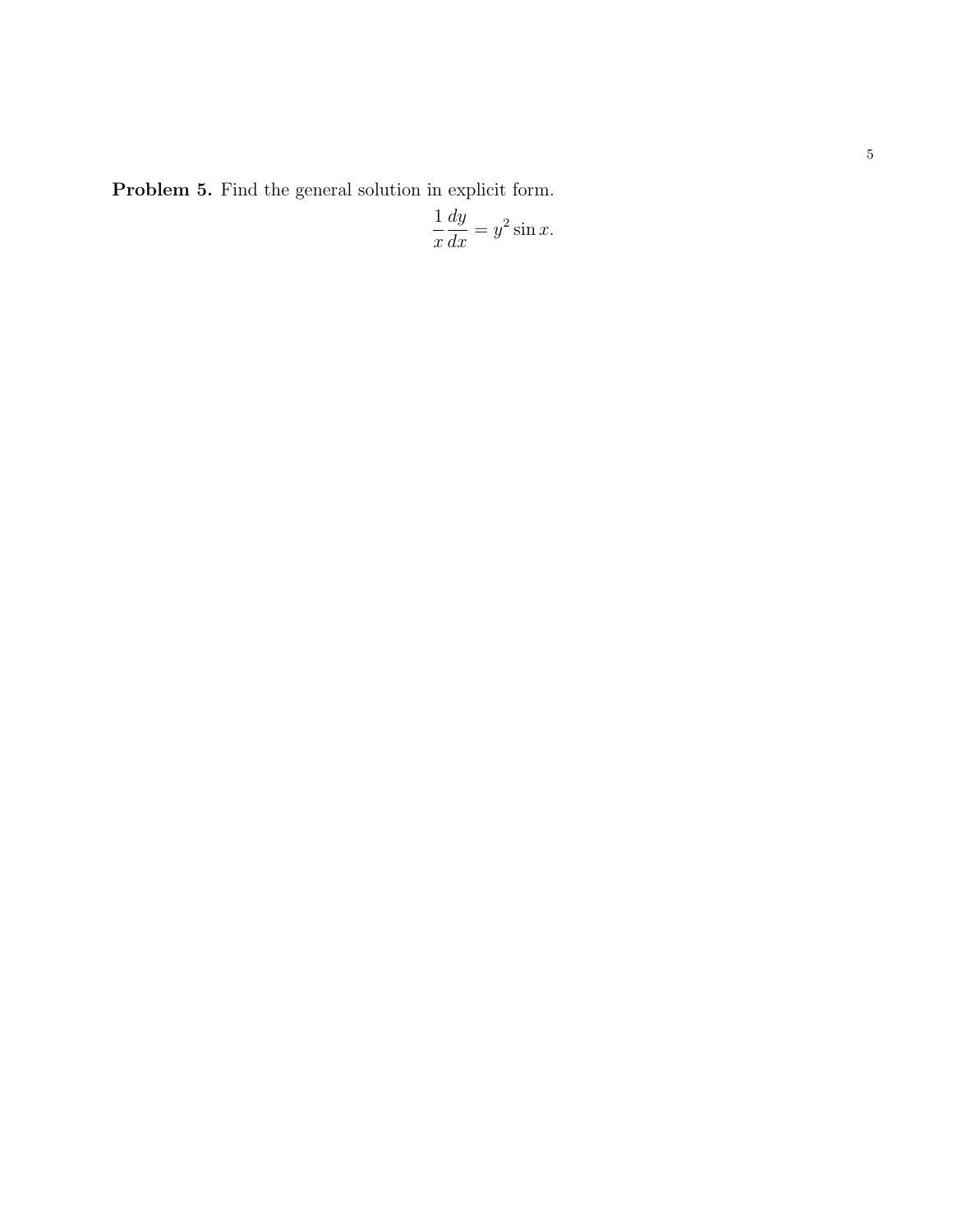**Problem 5.** Find the general solution in explicit form.

$$\frac{1}{x}\frac{dy}{dx} = y^2 \sin x.$$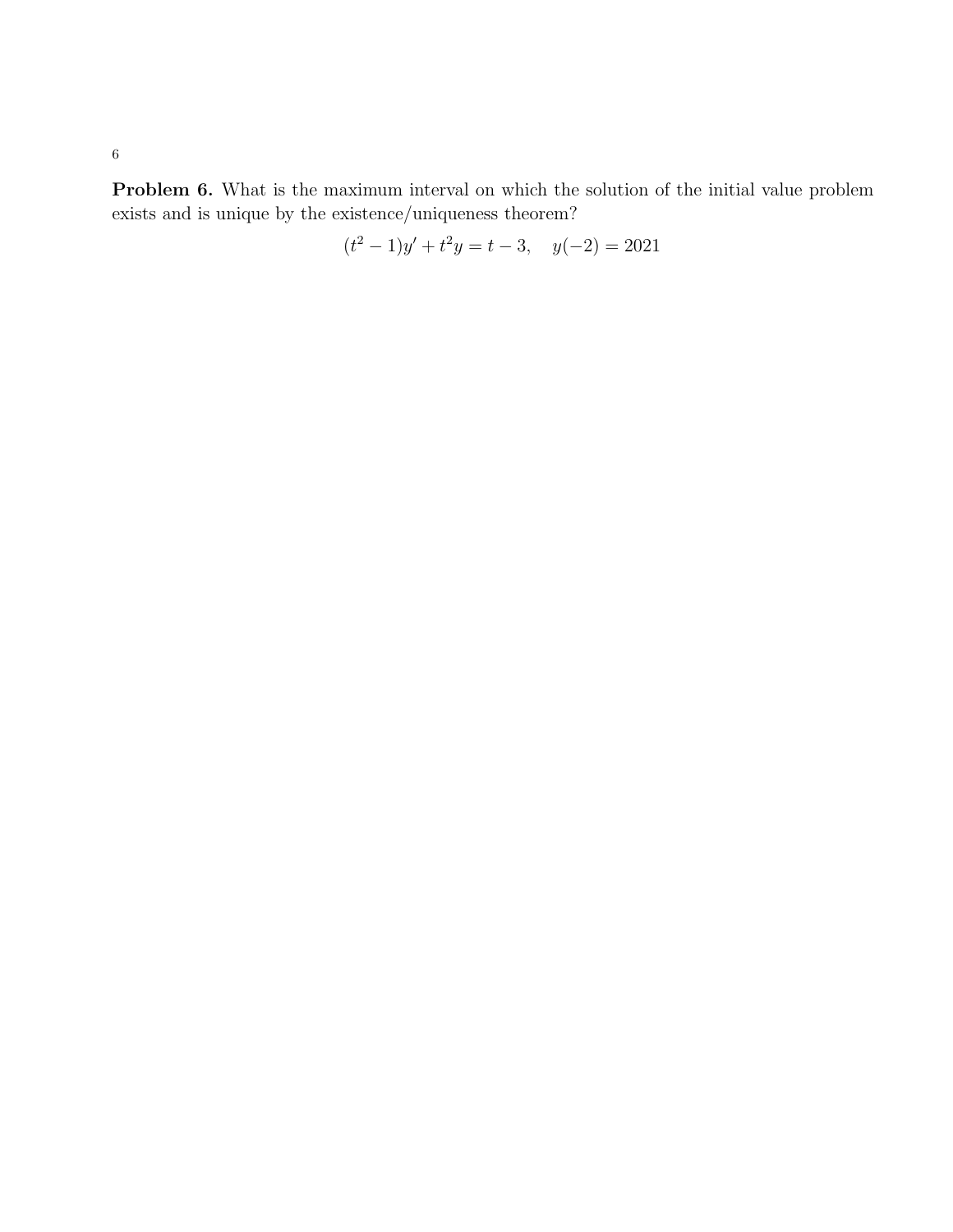**Problem 6.** What is the maximum interval on which the solution of the initial value problem exists and is unique by the existence/uniqueness theorem?

$$(t^2 - 1)y' + t^2 y = t - 3, \quad y(-2) = 2021$$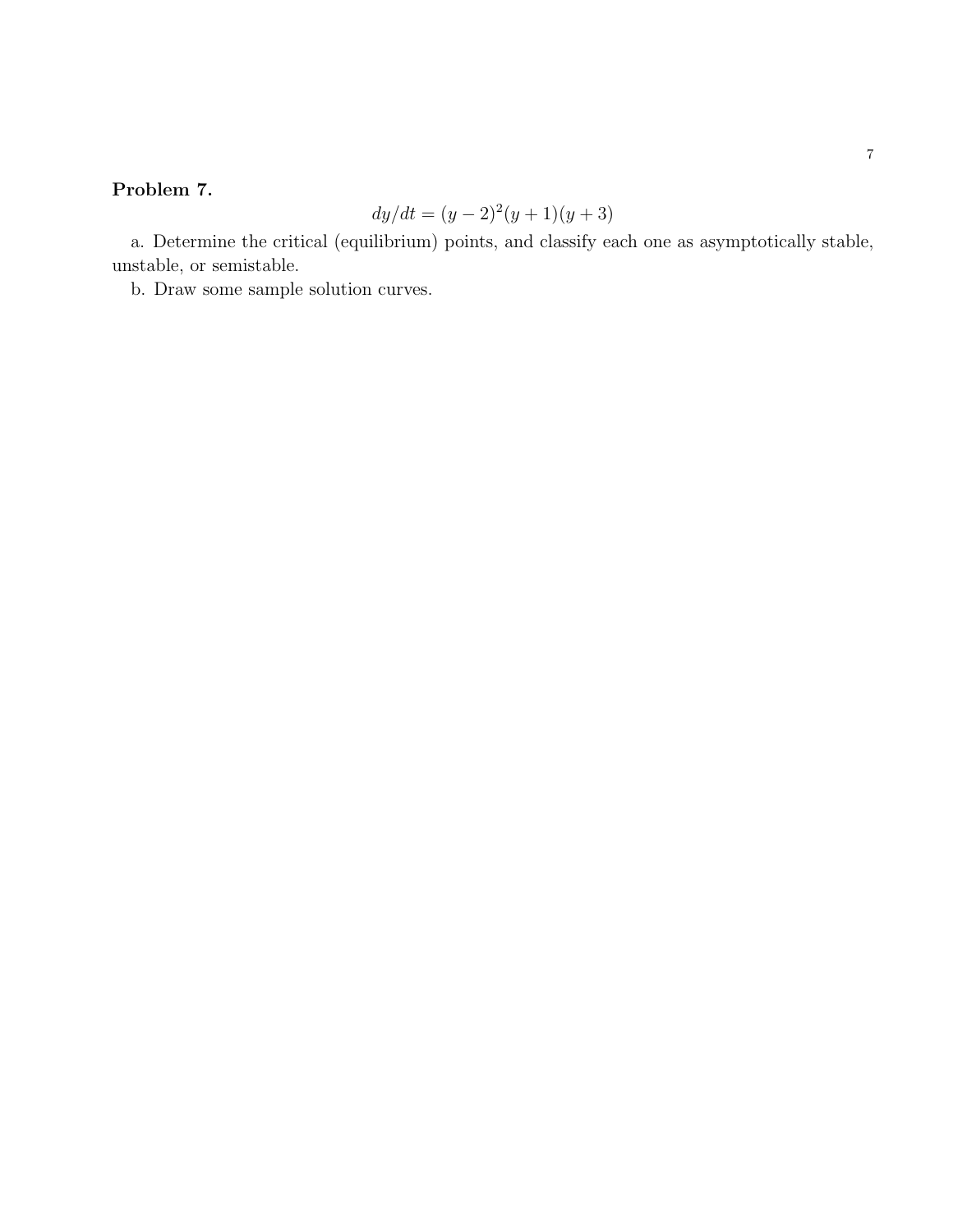**Problem 7.**

$$dy/dt = (y-2)^2(y+1)(y+3)$$

a. Determine the critical (equilibrium) points, and classify each one as asymptotically stable, unstable, or semistable.

b. Draw some sample solution curves.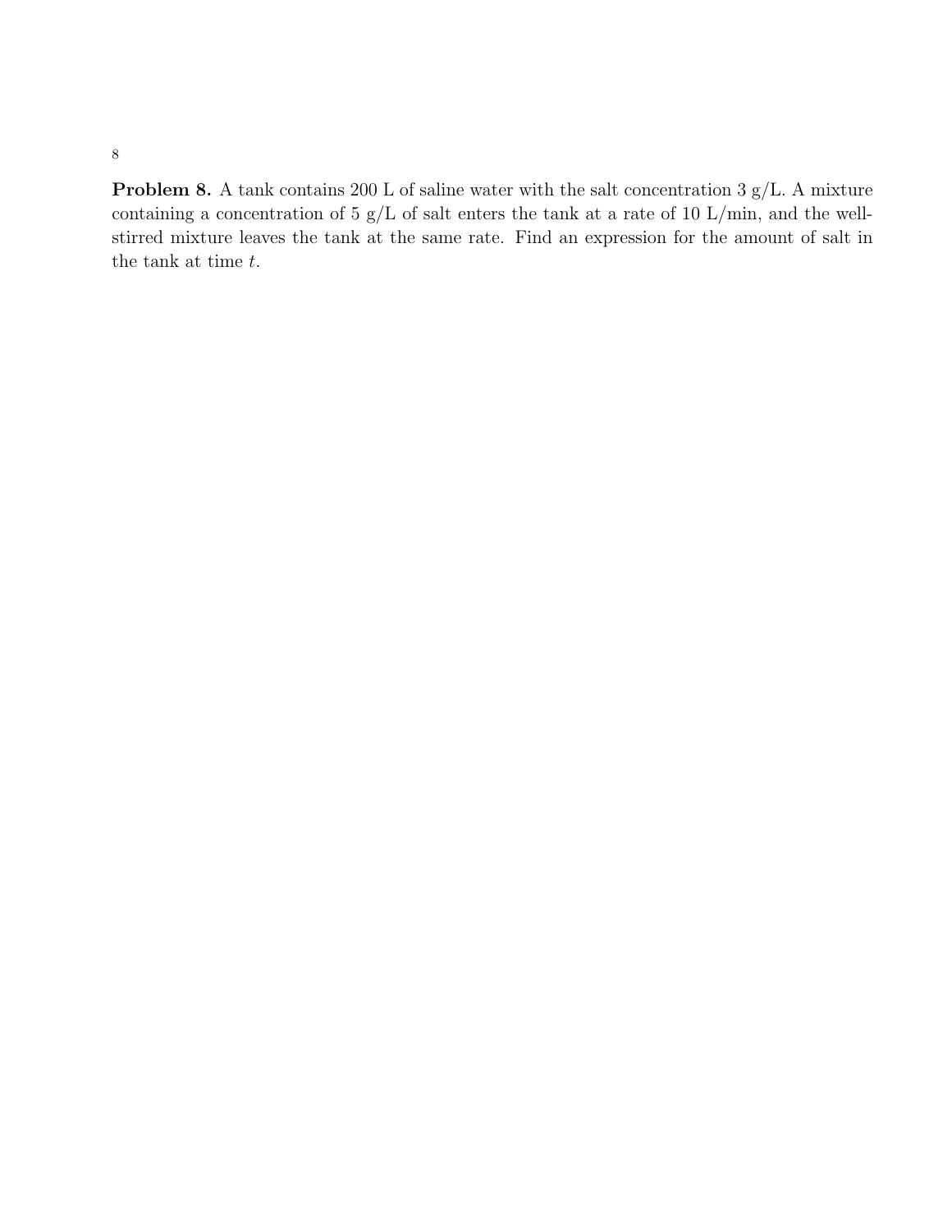**Problem 8.** A tank contains 200 L of saline water with the salt concentration 3 g/L. A mixture containing a concentration of 5 g/L of salt enters the tank at a rate of 10 L/min, and the well-stirred mixture leaves the tank at the same rate. Find an expression for the amount of salt in the tank at time $t$.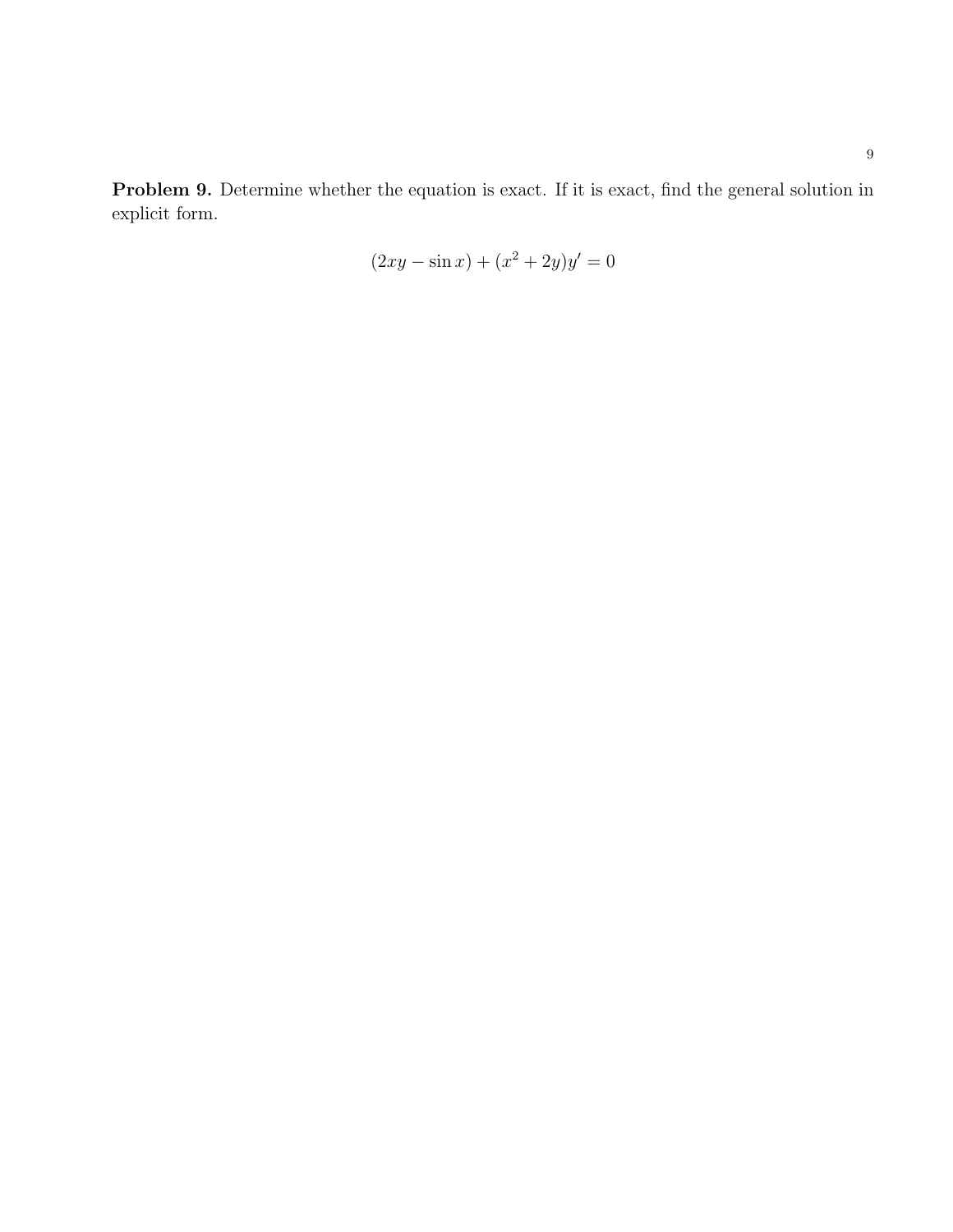**Problem 9.** Determine whether the equation is exact. If it is exact, find the general solution in explicit form.

$$(2xy - \sin x) + (x^2 + 2y)y' = 0$$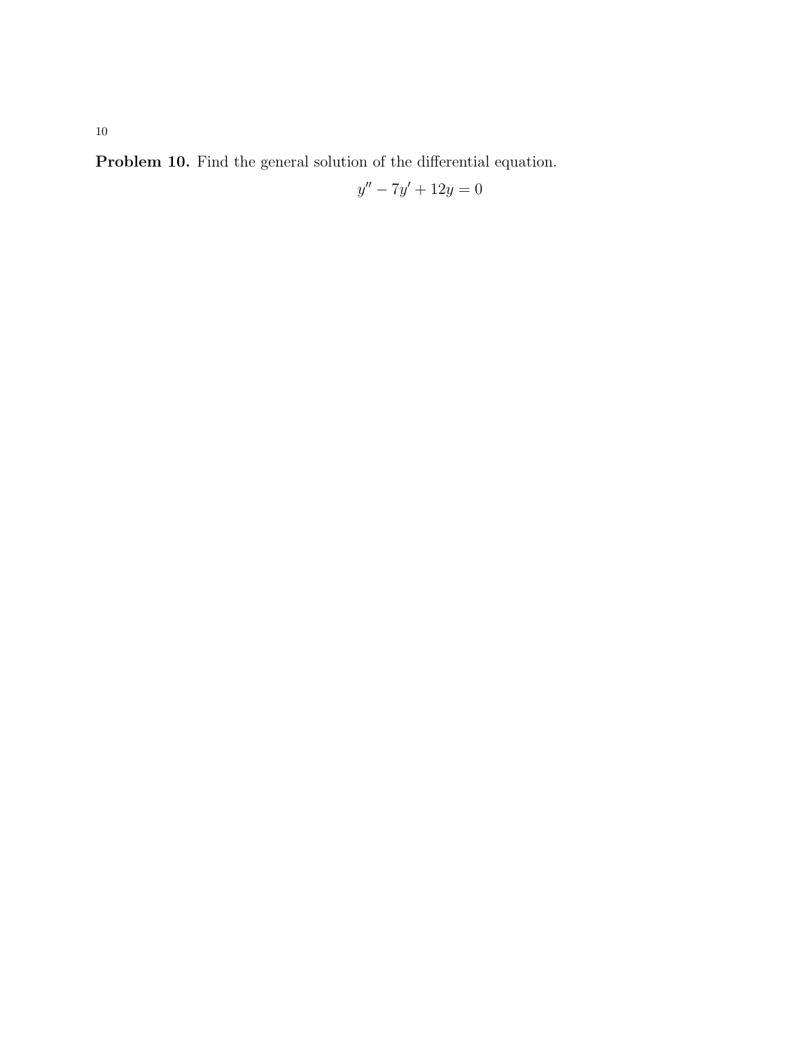**Problem 10.** Find the general solution of the differential equation.

$$y'' - 7y' + 12y = 0$$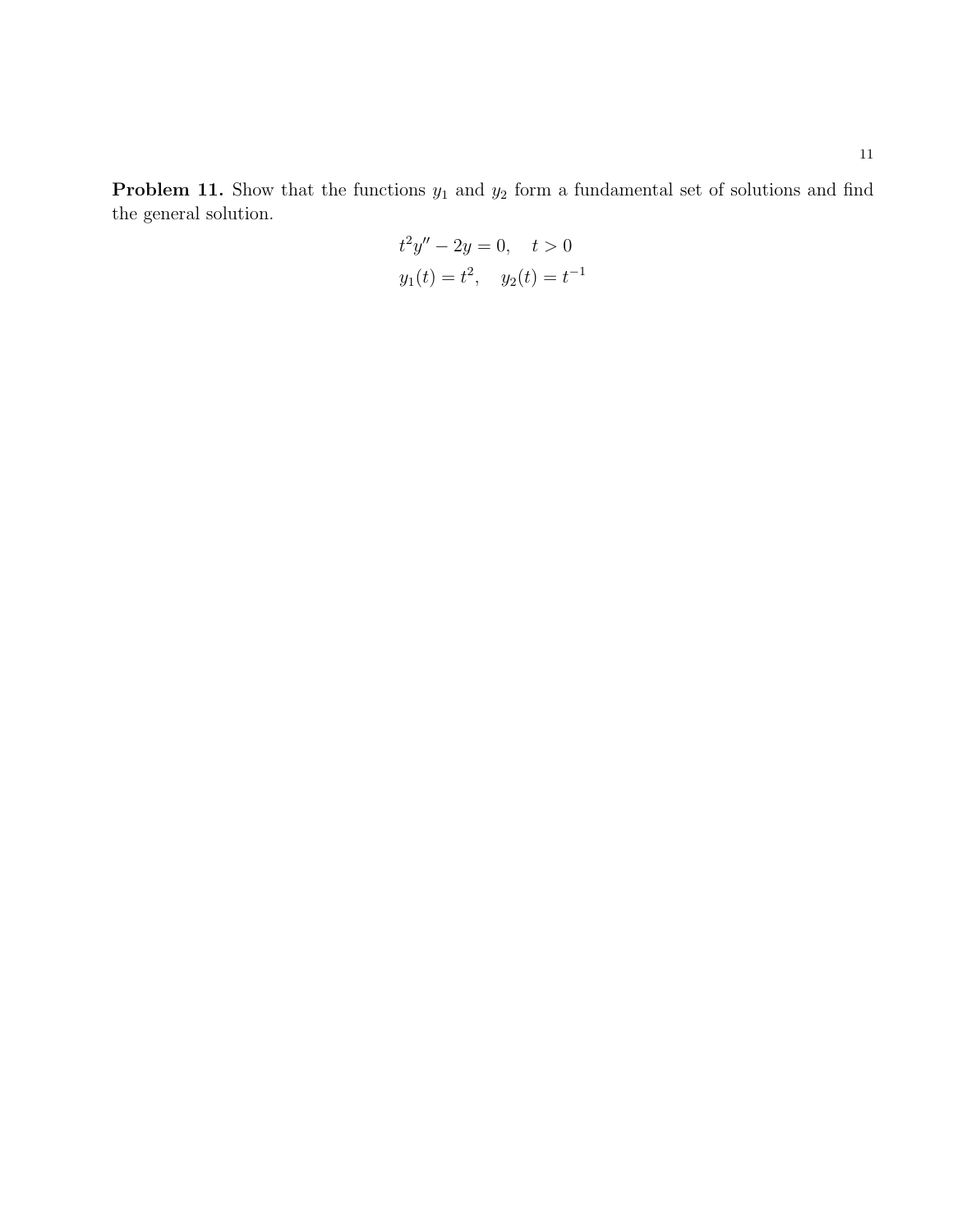**Problem 11.** Show that the functions $y_1$ and $y_2$ form a fundamental set of solutions and find the general solution.

$$t^2 y'' - 2y = 0, \quad t > 0$$

$$y_1(t) = t^2, \quad y_2(t) = t^{-1}$$